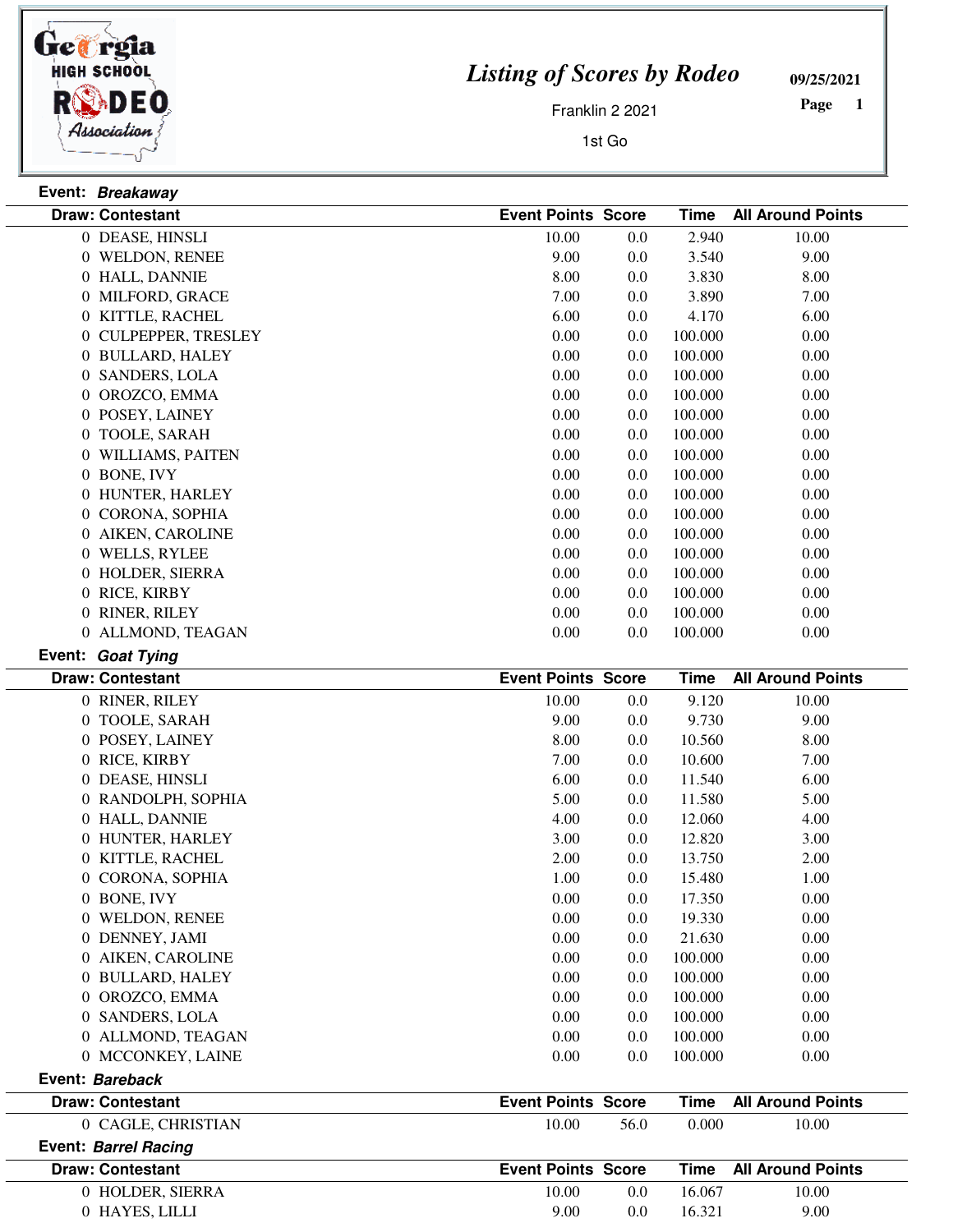# Listing of Scores by Rodeo

Franklin 2 2021

1st Go

09/25/2021

**Event:** ***Breakaway***

| Draw: | Contestant | Event Points | Score | Time | All Around Points |
|---|---|---|---|---|---|
| 0 | DEASE, HINSLI | 10.00 | 0.0 | 2.940 | 10.00 |
| 0 | WELDON, RENEE | 9.00 | 0.0 | 3.540 | 9.00 |
| 0 | HALL, DANNIE | 8.00 | 0.0 | 3.830 | 8.00 |
| 0 | MILFORD, GRACE | 7.00 | 0.0 | 3.890 | 7.00 |
| 0 | KITTLE, RACHEL | 6.00 | 0.0 | 4.170 | 6.00 |
| 0 | CULPEPPER, TRESLEY | 0.00 | 0.0 | 100.000 | 0.00 |
| 0 | BULLARD, HALEY | 0.00 | 0.0 | 100.000 | 0.00 |
| 0 | SANDERS, LOLA | 0.00 | 0.0 | 100.000 | 0.00 |
| 0 | OROZCO, EMMA | 0.00 | 0.0 | 100.000 | 0.00 |
| 0 | POSEY, LAINEY | 0.00 | 0.0 | 100.000 | 0.00 |
| 0 | TOOLE, SARAH | 0.00 | 0.0 | 100.000 | 0.00 |
| 0 | WILLIAMS, PAITEN | 0.00 | 0.0 | 100.000 | 0.00 |
| 0 | BONE, IVY | 0.00 | 0.0 | 100.000 | 0.00 |
| 0 | HUNTER, HARLEY | 0.00 | 0.0 | 100.000 | 0.00 |
| 0 | CORONA, SOPHIA | 0.00 | 0.0 | 100.000 | 0.00 |
| 0 | AIKEN, CAROLINE | 0.00 | 0.0 | 100.000 | 0.00 |
| 0 | WELLS, RYLEE | 0.00 | 0.0 | 100.000 | 0.00 |
| 0 | HOLDER, SIERRA | 0.00 | 0.0 | 100.000 | 0.00 |
| 0 | RICE, KIRBY | 0.00 | 0.0 | 100.000 | 0.00 |
| 0 | RINER, RILEY | 0.00 | 0.0 | 100.000 | 0.00 |
| 0 | ALLMOND, TEAGAN | 0.00 | 0.0 | 100.000 | 0.00 |

**Event:** ***Goat Tying***

| Draw: | Contestant | Event Points | Score | Time | All Around Points |
|---|---|---|---|---|---|
| 0 | RINER, RILEY | 10.00 | 0.0 | 9.120 | 10.00 |
| 0 | TOOLE, SARAH | 9.00 | 0.0 | 9.730 | 9.00 |
| 0 | POSEY, LAINEY | 8.00 | 0.0 | 10.560 | 8.00 |
| 0 | RICE, KIRBY | 7.00 | 0.0 | 10.600 | 7.00 |
| 0 | DEASE, HINSLI | 6.00 | 0.0 | 11.540 | 6.00 |
| 0 | RANDOLPH, SOPHIA | 5.00 | 0.0 | 11.580 | 5.00 |
| 0 | HALL, DANNIE | 4.00 | 0.0 | 12.060 | 4.00 |
| 0 | HUNTER, HARLEY | 3.00 | 0.0 | 12.820 | 3.00 |
| 0 | KITTLE, RACHEL | 2.00 | 0.0 | 13.750 | 2.00 |
| 0 | CORONA, SOPHIA | 1.00 | 0.0 | 15.480 | 1.00 |
| 0 | BONE, IVY | 0.00 | 0.0 | 17.350 | 0.00 |
| 0 | WELDON, RENEE | 0.00 | 0.0 | 19.330 | 0.00 |
| 0 | DENNEY, JAMI | 0.00 | 0.0 | 21.630 | 0.00 |
| 0 | AIKEN, CAROLINE | 0.00 | 0.0 | 100.000 | 0.00 |
| 0 | BULLARD, HALEY | 0.00 | 0.0 | 100.000 | 0.00 |
| 0 | OROZCO, EMMA | 0.00 | 0.0 | 100.000 | 0.00 |
| 0 | SANDERS, LOLA | 0.00 | 0.0 | 100.000 | 0.00 |
| 0 | ALLMOND, TEAGAN | 0.00 | 0.0 | 100.000 | 0.00 |
| 0 | MCCONKEY, LAINE | 0.00 | 0.0 | 100.000 | 0.00 |

**Event:** ***Bareback***

| Draw: | Contestant | Event Points | Score | Time | All Around Points |
|---|---|---|---|---|---|
| 0 | CAGLE, CHRISTIAN | 10.00 | 56.0 | 0.000 | 10.00 |

**Event:** ***Barrel Racing***

| Draw: | Contestant | Event Points | Score | Time | All Around Points |
|---|---|---|---|---|---|
| 0 | HOLDER, SIERRA | 10.00 | 0.0 | 16.067 | 10.00 |
| 0 | HAYES, LILLI | 9.00 | 0.0 | 16.321 | 9.00 |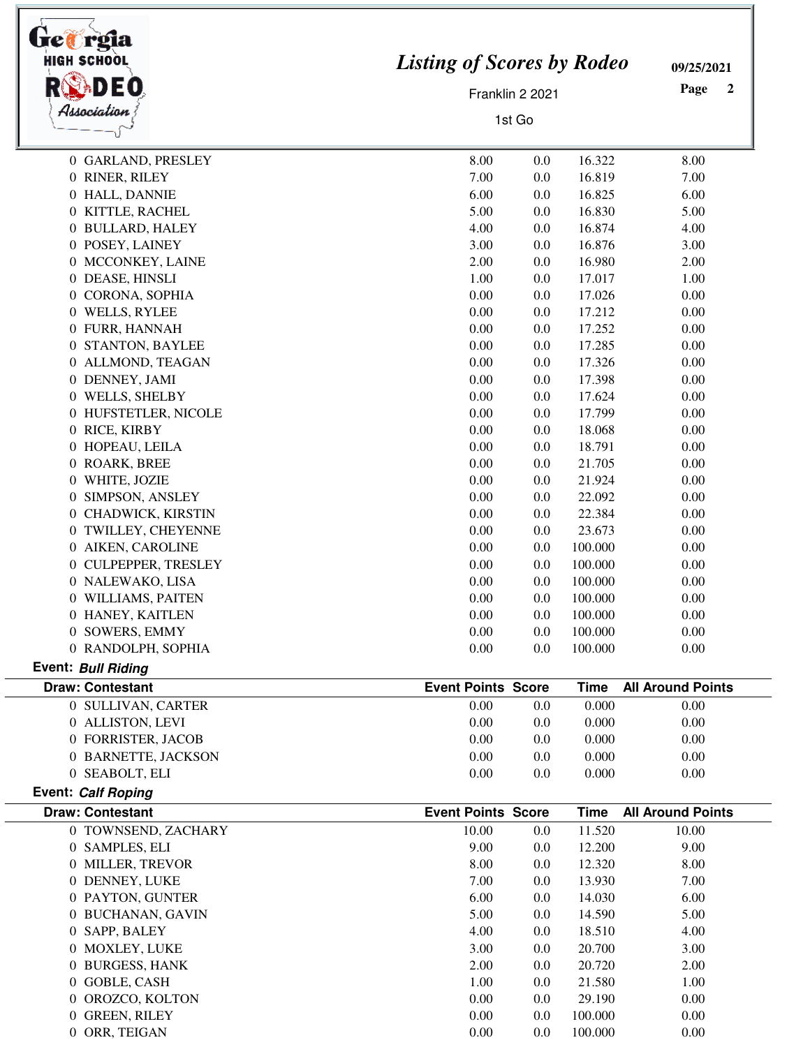# Listing of Scores by Rodeo

Franklin 2 2021

1st Go

09/25/2021

| Draw: Contestant | Event Points | Score | Time | All Around Points |
|---|---|---|---|---|
| 0 GARLAND, PRESLEY | 8.00 | 0.0 | 16.322 | 8.00 |
| 0 RINER, RILEY | 7.00 | 0.0 | 16.819 | 7.00 |
| 0 HALL, DANNIE | 6.00 | 0.0 | 16.825 | 6.00 |
| 0 KITTLE, RACHEL | 5.00 | 0.0 | 16.830 | 5.00 |
| 0 BULLARD, HALEY | 4.00 | 0.0 | 16.874 | 4.00 |
| 0 POSEY, LAINEY | 3.00 | 0.0 | 16.876 | 3.00 |
| 0 MCCONKEY, LAINE | 2.00 | 0.0 | 16.980 | 2.00 |
| 0 DEASE, HINSLI | 1.00 | 0.0 | 17.017 | 1.00 |
| 0 CORONA, SOPHIA | 0.00 | 0.0 | 17.026 | 0.00 |
| 0 WELLS, RYLEE | 0.00 | 0.0 | 17.212 | 0.00 |
| 0 FURR, HANNAH | 0.00 | 0.0 | 17.252 | 0.00 |
| 0 STANTON, BAYLEE | 0.00 | 0.0 | 17.285 | 0.00 |
| 0 ALLMOND, TEAGAN | 0.00 | 0.0 | 17.326 | 0.00 |
| 0 DENNEY, JAMI | 0.00 | 0.0 | 17.398 | 0.00 |
| 0 WELLS, SHELBY | 0.00 | 0.0 | 17.624 | 0.00 |
| 0 HUFSTETLER, NICOLE | 0.00 | 0.0 | 17.799 | 0.00 |
| 0 RICE, KIRBY | 0.00 | 0.0 | 18.068 | 0.00 |
| 0 HOPEAU, LEILA | 0.00 | 0.0 | 18.791 | 0.00 |
| 0 ROARK, BREE | 0.00 | 0.0 | 21.705 | 0.00 |
| 0 WHITE, JOZIE | 0.00 | 0.0 | 21.924 | 0.00 |
| 0 SIMPSON, ANSLEY | 0.00 | 0.0 | 22.092 | 0.00 |
| 0 CHADWICK, KIRSTIN | 0.00 | 0.0 | 22.384 | 0.00 |
| 0 TWILLEY, CHEYENNE | 0.00 | 0.0 | 23.673 | 0.00 |
| 0 AIKEN, CAROLINE | 0.00 | 0.0 | 100.000 | 0.00 |
| 0 CULPEPPER, TRESLEY | 0.00 | 0.0 | 100.000 | 0.00 |
| 0 NALEWAKO, LISA | 0.00 | 0.0 | 100.000 | 0.00 |
| 0 WILLIAMS, PAITEN | 0.00 | 0.0 | 100.000 | 0.00 |
| 0 HANEY, KAITLEN | 0.00 | 0.0 | 100.000 | 0.00 |
| 0 SOWERS, EMMY | 0.00 | 0.0 | 100.000 | 0.00 |
| 0 RANDOLPH, SOPHIA | 0.00 | 0.0 | 100.000 | 0.00 |

**Event:** ***Bull Riding***

| Draw: Contestant | Event Points | Score | Time | All Around Points |
|---|---|---|---|---|
| 0 SULLIVAN, CARTER | 0.00 | 0.0 | 0.000 | 0.00 |
| 0 ALLISTON, LEVI | 0.00 | 0.0 | 0.000 | 0.00 |
| 0 FORRISTER, JACOB | 0.00 | 0.0 | 0.000 | 0.00 |
| 0 BARNETTE, JACKSON | 0.00 | 0.0 | 0.000 | 0.00 |
| 0 SEABOLT, ELI | 0.00 | 0.0 | 0.000 | 0.00 |

**Event:** ***Calf Roping***

| Draw: Contestant | Event Points | Score | Time | All Around Points |
|---|---|---|---|---|
| 0 TOWNSEND, ZACHARY | 10.00 | 0.0 | 11.520 | 10.00 |
| 0 SAMPLES, ELI | 9.00 | 0.0 | 12.200 | 9.00 |
| 0 MILLER, TREVOR | 8.00 | 0.0 | 12.320 | 8.00 |
| 0 DENNEY, LUKE | 7.00 | 0.0 | 13.930 | 7.00 |
| 0 PAYTON, GUNTER | 6.00 | 0.0 | 14.030 | 6.00 |
| 0 BUCHANAN, GAVIN | 5.00 | 0.0 | 14.590 | 5.00 |
| 0 SAPP, BALEY | 4.00 | 0.0 | 18.510 | 4.00 |
| 0 MOXLEY, LUKE | 3.00 | 0.0 | 20.700 | 3.00 |
| 0 BURGESS, HANK | 2.00 | 0.0 | 20.720 | 2.00 |
| 0 GOBLE, CASH | 1.00 | 0.0 | 21.580 | 1.00 |
| 0 OROZCO, KOLTON | 0.00 | 0.0 | 29.190 | 0.00 |
| 0 GREEN, RILEY | 0.00 | 0.0 | 100.000 | 0.00 |
| 0 ORR, TEIGAN | 0.00 | 0.0 | 100.000 | 0.00 |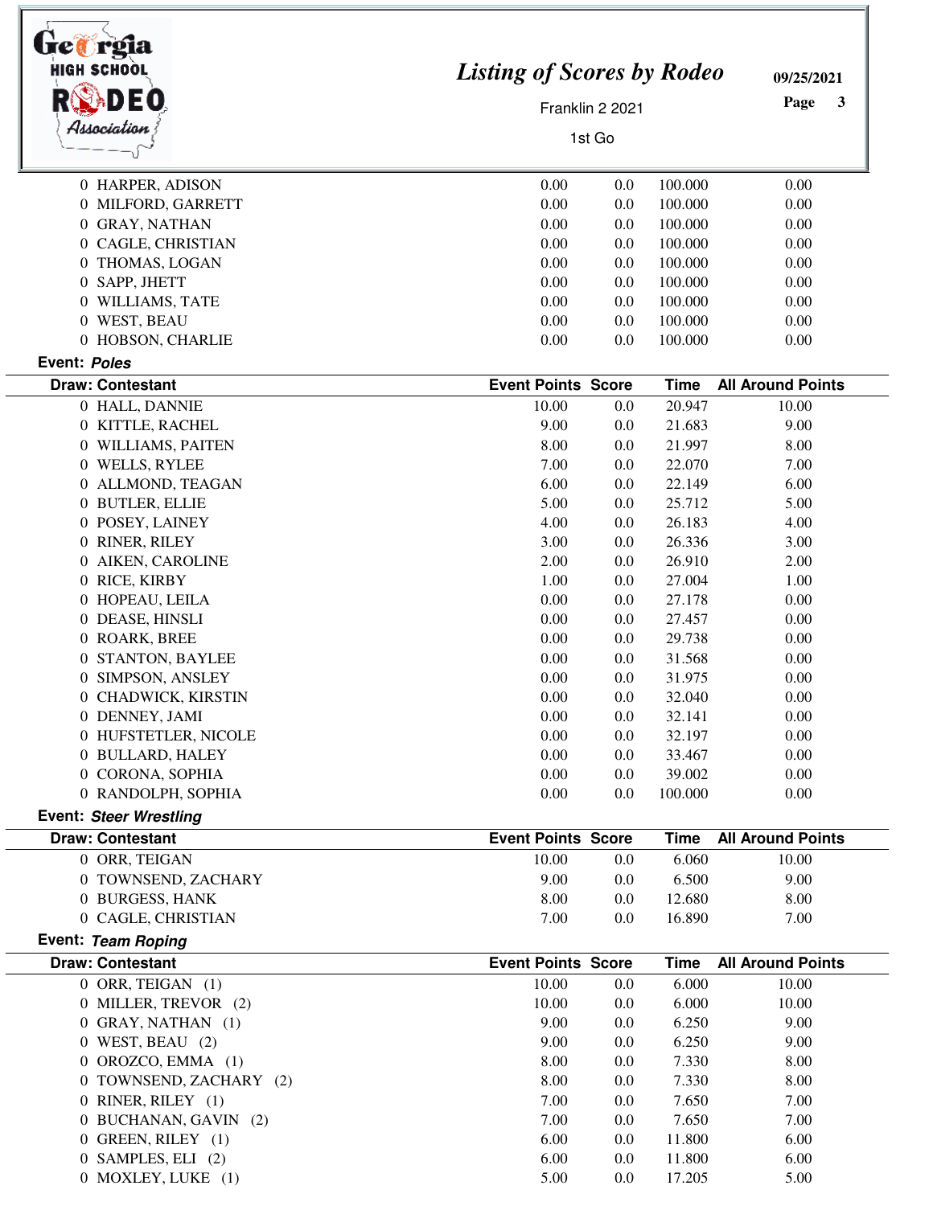| Draw: Contestant | Event Points | Score | Time | All Around Points |
|---|---|---|---|---|
| 0 HARPER, ADISON | 0.00 | 0.0 | 100.000 | 0.00 |
| 0 MILFORD, GARRETT | 0.00 | 0.0 | 100.000 | 0.00 |
| 0 GRAY, NATHAN | 0.00 | 0.0 | 100.000 | 0.00 |
| 0 CAGLE, CHRISTIAN | 0.00 | 0.0 | 100.000 | 0.00 |
| 0 THOMAS, LOGAN | 0.00 | 0.0 | 100.000 | 0.00 |
| 0 SAPP, JHETT | 0.00 | 0.0 | 100.000 | 0.00 |
| 0 WILLIAMS, TATE | 0.00 | 0.0 | 100.000 | 0.00 |
| 0 WEST, BEAU | 0.00 | 0.0 | 100.000 | 0.00 |
| 0 HOBSON, CHARLIE | 0.00 | 0.0 | 100.000 | 0.00 |

**Event:** ***Poles***

| Draw: Contestant | Event Points | Score | Time | All Around Points |
|---|---|---|---|---|
| 0 HALL, DANNIE | 10.00 | 0.0 | 20.947 | 10.00 |
| 0 KITTLE, RACHEL | 9.00 | 0.0 | 21.683 | 9.00 |
| 0 WILLIAMS, PAITEN | 8.00 | 0.0 | 21.997 | 8.00 |
| 0 WELLS, RYLEE | 7.00 | 0.0 | 22.070 | 7.00 |
| 0 ALLMOND, TEAGAN | 6.00 | 0.0 | 22.149 | 6.00 |
| 0 BUTLER, ELLIE | 5.00 | 0.0 | 25.712 | 5.00 |
| 0 POSEY, LAINEY | 4.00 | 0.0 | 26.183 | 4.00 |
| 0 RINER, RILEY | 3.00 | 0.0 | 26.336 | 3.00 |
| 0 AIKEN, CAROLINE | 2.00 | 0.0 | 26.910 | 2.00 |
| 0 RICE, KIRBY | 1.00 | 0.0 | 27.004 | 1.00 |
| 0 HOPEAU, LEILA | 0.00 | 0.0 | 27.178 | 0.00 |
| 0 DEASE, HINSLI | 0.00 | 0.0 | 27.457 | 0.00 |
| 0 ROARK, BREE | 0.00 | 0.0 | 29.738 | 0.00 |
| 0 STANTON, BAYLEE | 0.00 | 0.0 | 31.568 | 0.00 |
| 0 SIMPSON, ANSLEY | 0.00 | 0.0 | 31.975 | 0.00 |
| 0 CHADWICK, KIRSTIN | 0.00 | 0.0 | 32.040 | 0.00 |
| 0 DENNEY, JAMI | 0.00 | 0.0 | 32.141 | 0.00 |
| 0 HUFSTETLER, NICOLE | 0.00 | 0.0 | 32.197 | 0.00 |
| 0 BULLARD, HALEY | 0.00 | 0.0 | 33.467 | 0.00 |
| 0 CORONA, SOPHIA | 0.00 | 0.0 | 39.002 | 0.00 |
| 0 RANDOLPH, SOPHIA | 0.00 | 0.0 | 100.000 | 0.00 |

**Event:** ***Steer Wrestling***

| Draw: Contestant | Event Points | Score | Time | All Around Points |
|---|---|---|---|---|
| 0 ORR, TEIGAN | 10.00 | 0.0 | 6.060 | 10.00 |
| 0 TOWNSEND, ZACHARY | 9.00 | 0.0 | 6.500 | 9.00 |
| 0 BURGESS, HANK | 8.00 | 0.0 | 12.680 | 8.00 |
| 0 CAGLE, CHRISTIAN | 7.00 | 0.0 | 16.890 | 7.00 |

**Event:** ***Team Roping***

| Draw: Contestant | Event Points | Score | Time | All Around Points |
|---|---|---|---|---|
| 0 ORR, TEIGAN (1) | 10.00 | 0.0 | 6.000 | 10.00 |
| 0 MILLER, TREVOR (2) | 10.00 | 0.0 | 6.000 | 10.00 |
| 0 GRAY, NATHAN (1) | 9.00 | 0.0 | 6.250 | 9.00 |
| 0 WEST, BEAU (2) | 9.00 | 0.0 | 6.250 | 9.00 |
| 0 OROZCO, EMMA (1) | 8.00 | 0.0 | 7.330 | 8.00 |
| 0 TOWNSEND, ZACHARY (2) | 8.00 | 0.0 | 7.330 | 8.00 |
| 0 RINER, RILEY (1) | 7.00 | 0.0 | 7.650 | 7.00 |
| 0 BUCHANAN, GAVIN (2) | 7.00 | 0.0 | 7.650 | 7.00 |
| 0 GREEN, RILEY (1) | 6.00 | 0.0 | 11.800 | 6.00 |
| 0 SAMPLES, ELI (2) | 6.00 | 0.0 | 11.800 | 6.00 |
| 0 MOXLEY, LUKE (1) | 5.00 | 0.0 | 17.205 | 5.00 |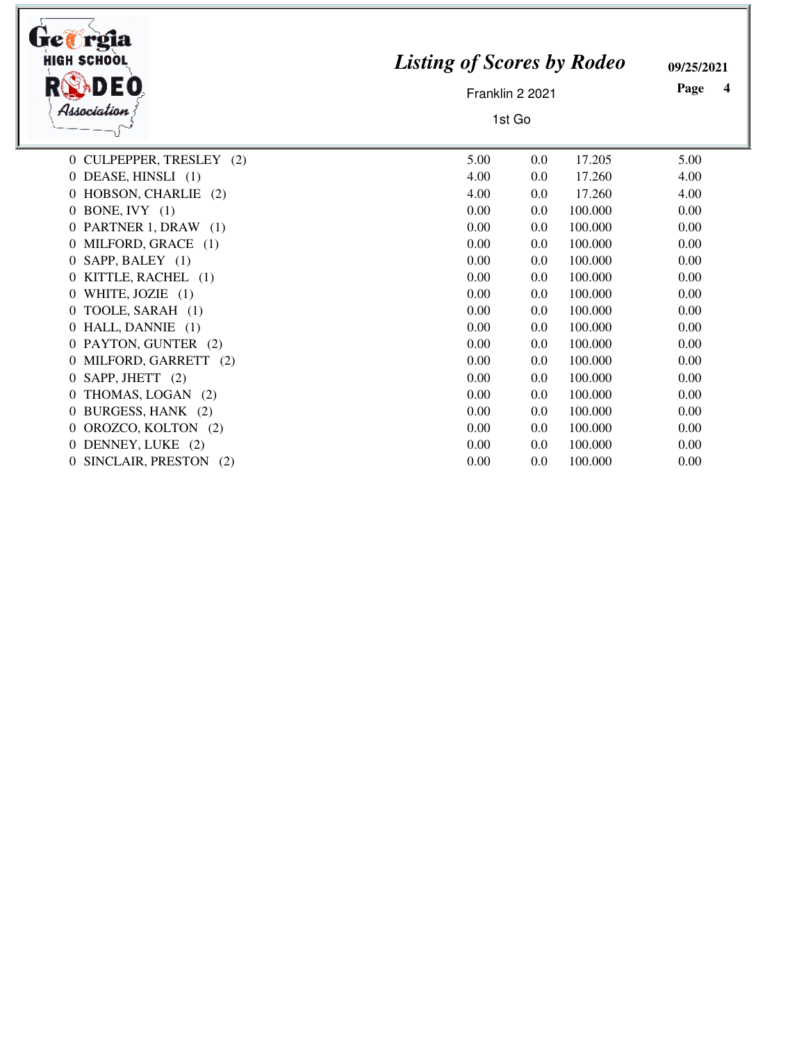# Listing of Scores by Rodeo

Franklin 2 2021

1st Go

09/25/2021

| | | | | | |
|---|---|---|---|---|---|
| 0 | CULPEPPER, TRESLEY (2) | 5.00 | 0.0 | 17.205 | 5.00 |
| 0 | DEASE, HINSLI (1) | 4.00 | 0.0 | 17.260 | 4.00 |
| 0 | HOBSON, CHARLIE (2) | 4.00 | 0.0 | 17.260 | 4.00 |
| 0 | BONE, IVY (1) | 0.00 | 0.0 | 100.000 | 0.00 |
| 0 | PARTNER 1, DRAW (1) | 0.00 | 0.0 | 100.000 | 0.00 |
| 0 | MILFORD, GRACE (1) | 0.00 | 0.0 | 100.000 | 0.00 |
| 0 | SAPP, BALEY (1) | 0.00 | 0.0 | 100.000 | 0.00 |
| 0 | KITTLE, RACHEL (1) | 0.00 | 0.0 | 100.000 | 0.00 |
| 0 | WHITE, JOZIE (1) | 0.00 | 0.0 | 100.000 | 0.00 |
| 0 | TOOLE, SARAH (1) | 0.00 | 0.0 | 100.000 | 0.00 |
| 0 | HALL, DANNIE (1) | 0.00 | 0.0 | 100.000 | 0.00 |
| 0 | PAYTON, GUNTER (2) | 0.00 | 0.0 | 100.000 | 0.00 |
| 0 | MILFORD, GARRETT (2) | 0.00 | 0.0 | 100.000 | 0.00 |
| 0 | SAPP, JHETT (2) | 0.00 | 0.0 | 100.000 | 0.00 |
| 0 | THOMAS, LOGAN (2) | 0.00 | 0.0 | 100.000 | 0.00 |
| 0 | BURGESS, HANK (2) | 0.00 | 0.0 | 100.000 | 0.00 |
| 0 | OROZCO, KOLTON (2) | 0.00 | 0.0 | 100.000 | 0.00 |
| 0 | DENNEY, LUKE (2) | 0.00 | 0.0 | 100.000 | 0.00 |
| 0 | SINCLAIR, PRESTON (2) | 0.00 | 0.0 | 100.000 | 0.00 |